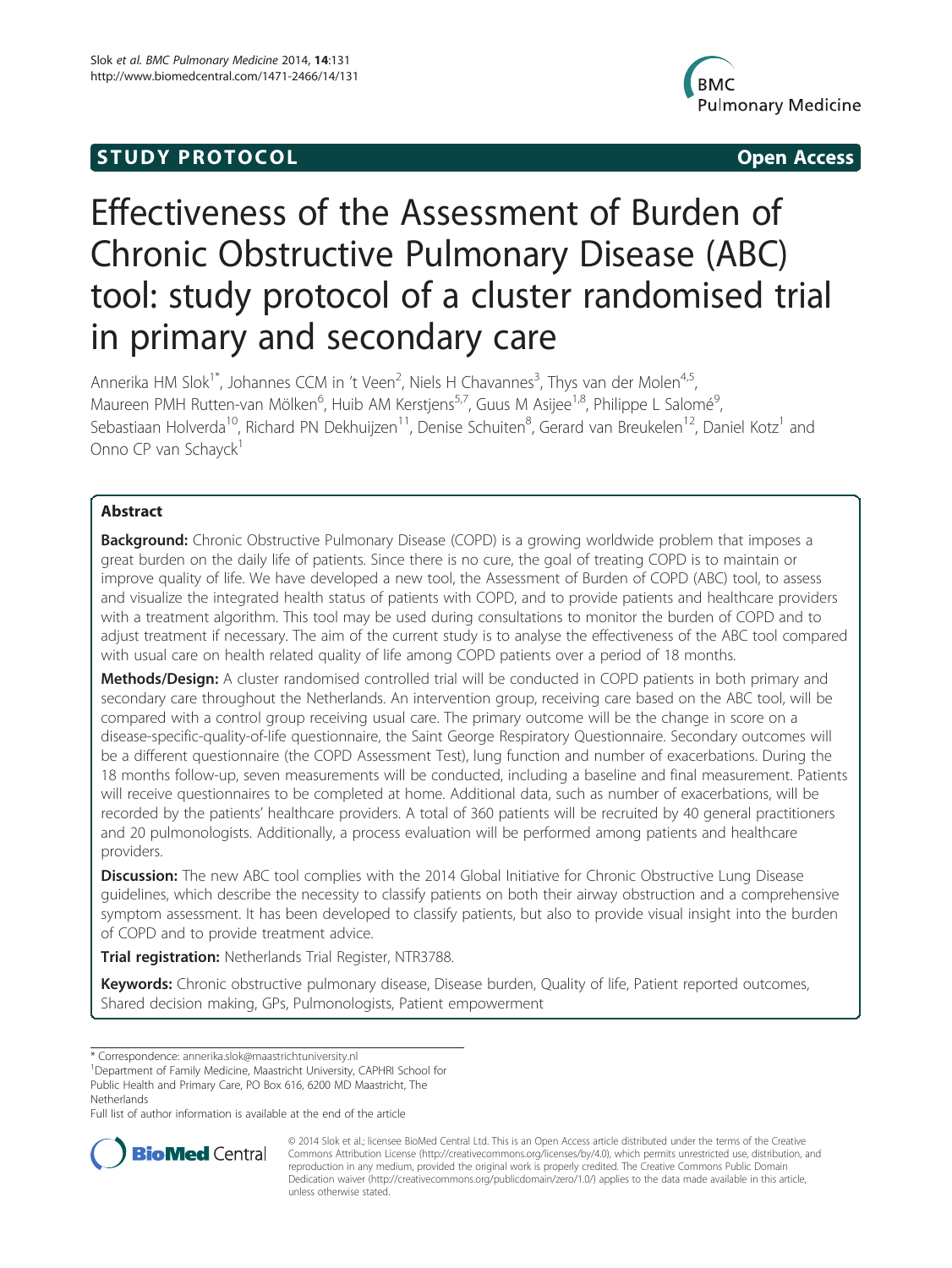STUDY PROTOCOL | Open Access

# Effectiveness of the Assessment of Burden of Chronic Obstructive Pulmonary Disease (ABC) tool: study protocol of a cluster randomised trial in primary and secondary care

Annerika HM Slok[1*], Johannes CCM in 't Veen[2], Niels H Chavannes[3], Thys van der Molen[4,5], Maureen PMH Rutten-van Mölken[6], Huib AM Kerstjens[5,7], Guus M Asijee[1,8], Philippe L Salomé[9], Sebastiaan Holverda[10], Richard PN Dekhuijzen[11], Denise Schuiten[8], Gerard van Breukelen[12], Daniel Kotz[1] and Onno CP van Schayck[1]

## Abstract

**Background:** Chronic Obstructive Pulmonary Disease (COPD) is a growing worldwide problem that imposes a great burden on the daily life of patients. Since there is no cure, the goal of treating COPD is to maintain or improve quality of life. We have developed a new tool, the Assessment of Burden of COPD (ABC) tool, to assess and visualize the integrated health status of patients with COPD, and to provide patients and healthcare providers with a treatment algorithm. This tool may be used during consultations to monitor the burden of COPD and to adjust treatment if necessary. The aim of the current study is to analyse the effectiveness of the ABC tool compared with usual care on health related quality of life among COPD patients over a period of 18 months.

**Methods/Design:** A cluster randomised controlled trial will be conducted in COPD patients in both primary and secondary care throughout the Netherlands. An intervention group, receiving care based on the ABC tool, will be compared with a control group receiving usual care. The primary outcome will be the change in score on a disease-specific-quality-of-life questionnaire, the Saint George Respiratory Questionnaire. Secondary outcomes will be a different questionnaire (the COPD Assessment Test), lung function and number of exacerbations. During the 18 months follow-up, seven measurements will be conducted, including a baseline and final measurement. Patients will receive questionnaires to be completed at home. Additional data, such as number of exacerbations, will be recorded by the patients' healthcare providers. A total of 360 patients will be recruited by 40 general practitioners and 20 pulmonologists. Additionally, a process evaluation will be performed among patients and healthcare providers.

**Discussion:** The new ABC tool complies with the 2014 Global Initiative for Chronic Obstructive Lung Disease guidelines, which describe the necessity to classify patients on both their airway obstruction and a comprehensive symptom assessment. It has been developed to classify patients, but also to provide visual insight into the burden of COPD and to provide treatment advice.

**Trial registration:** Netherlands Trial Register, NTR3788.

**Keywords:** Chronic obstructive pulmonary disease, Disease burden, Quality of life, Patient reported outcomes, Shared decision making, GPs, Pulmonologists, Patient empowerment

\* Correspondence: annerika.slok@maastrichtuniversity.nl
[1]Department of Family Medicine, Maastricht University, CAPHRI School for Public Health and Primary Care, PO Box 616, 6200 MD Maastricht, The Netherlands
Full list of author information is available at the end of the article

© 2014 Slok et al.; licensee BioMed Central Ltd. This is an Open Access article distributed under the terms of the Creative Commons Attribution License (http://creativecommons.org/licenses/by/4.0), which permits unrestricted use, distribution, and reproduction in any medium, provided the original work is properly credited. The Creative Commons Public Domain Dedication waiver (http://creativecommons.org/publicdomain/zero/1.0/) applies to the data made available in this article, unless otherwise stated.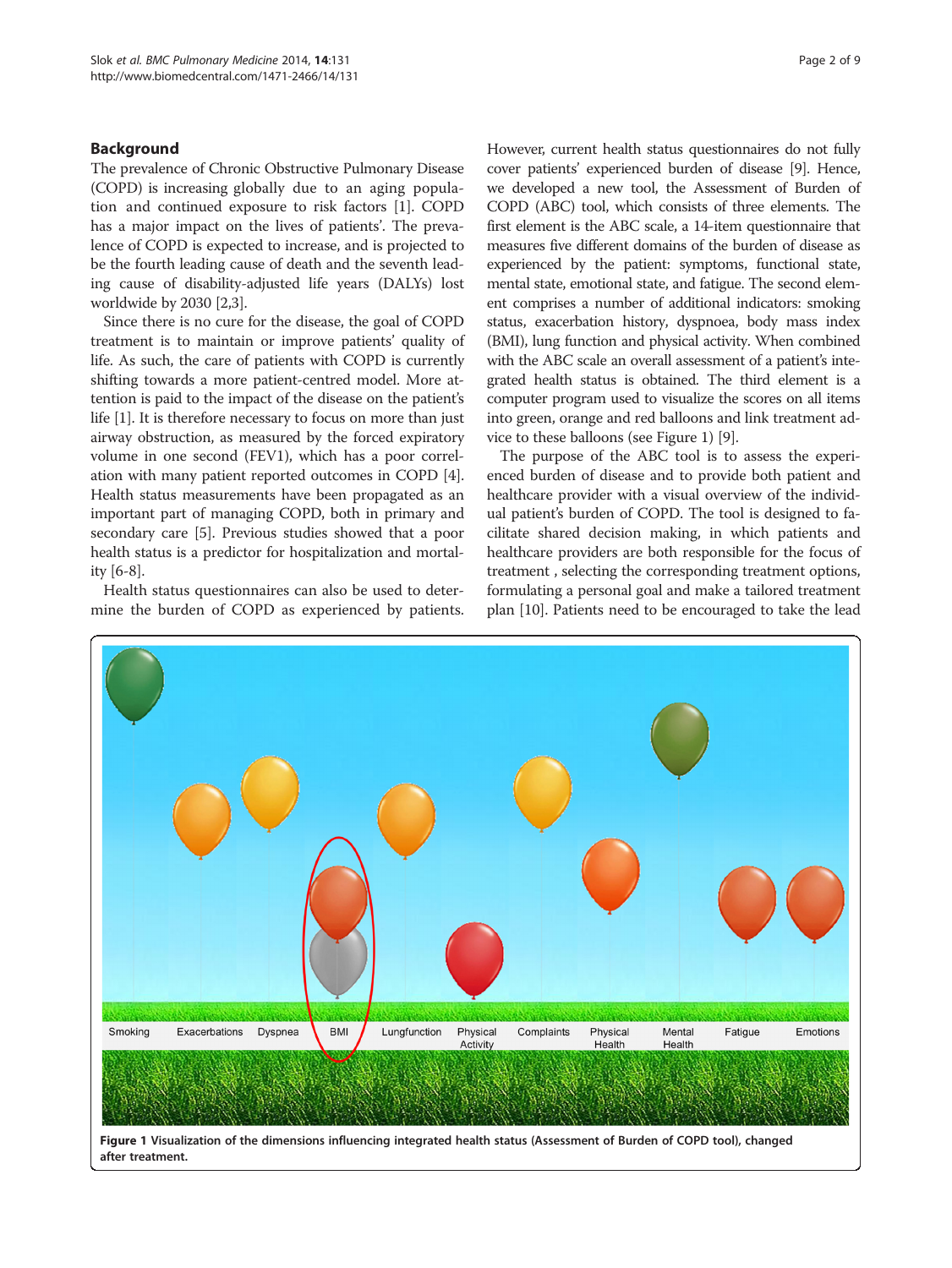## Background

The prevalence of Chronic Obstructive Pulmonary Disease (COPD) is increasing globally due to an aging population and continued exposure to risk factors [1]. COPD has a major impact on the lives of patients'. The prevalence of COPD is expected to increase, and is projected to be the fourth leading cause of death and the seventh leading cause of disability-adjusted life years (DALYs) lost worldwide by 2030 [2,3].

Since there is no cure for the disease, the goal of COPD treatment is to maintain or improve patients' quality of life. As such, the care of patients with COPD is currently shifting towards a more patient-centred model. More attention is paid to the impact of the disease on the patient's life [1]. It is therefore necessary to focus on more than just airway obstruction, as measured by the forced expiratory volume in one second (FEV1), which has a poor correlation with many patient reported outcomes in COPD [4]. Health status measurements have been propagated as an important part of managing COPD, both in primary and secondary care [5]. Previous studies showed that a poor health status is a predictor for hospitalization and mortality [6-8].

Health status questionnaires can also be used to determine the burden of COPD as experienced by patients. However, current health status questionnaires do not fully cover patients' experienced burden of disease [9]. Hence, we developed a new tool, the Assessment of Burden of COPD (ABC) tool, which consists of three elements. The first element is the ABC scale, a 14-item questionnaire that measures five different domains of the burden of disease as experienced by the patient: symptoms, functional state, mental state, emotional state, and fatigue. The second element comprises a number of additional indicators: smoking status, exacerbation history, dyspnoea, body mass index (BMI), lung function and physical activity. When combined with the ABC scale an overall assessment of a patient's integrated health status is obtained. The third element is a computer program used to visualize the scores on all items into green, orange and red balloons and link treatment advice to these balloons (see Figure 1) [9].

The purpose of the ABC tool is to assess the experienced burden of disease and to provide both patient and healthcare provider with a visual overview of the individual patient's burden of COPD. The tool is designed to facilitate shared decision making, in which patients and healthcare providers are both responsible for the focus of treatment , selecting the corresponding treatment options, formulating a personal goal and make a tailored treatment plan [10]. Patients need to be encouraged to take the lead

**Figure 1 Visualization of the dimensions influencing integrated health status (Assessment of Burden of COPD tool), changed after treatment.**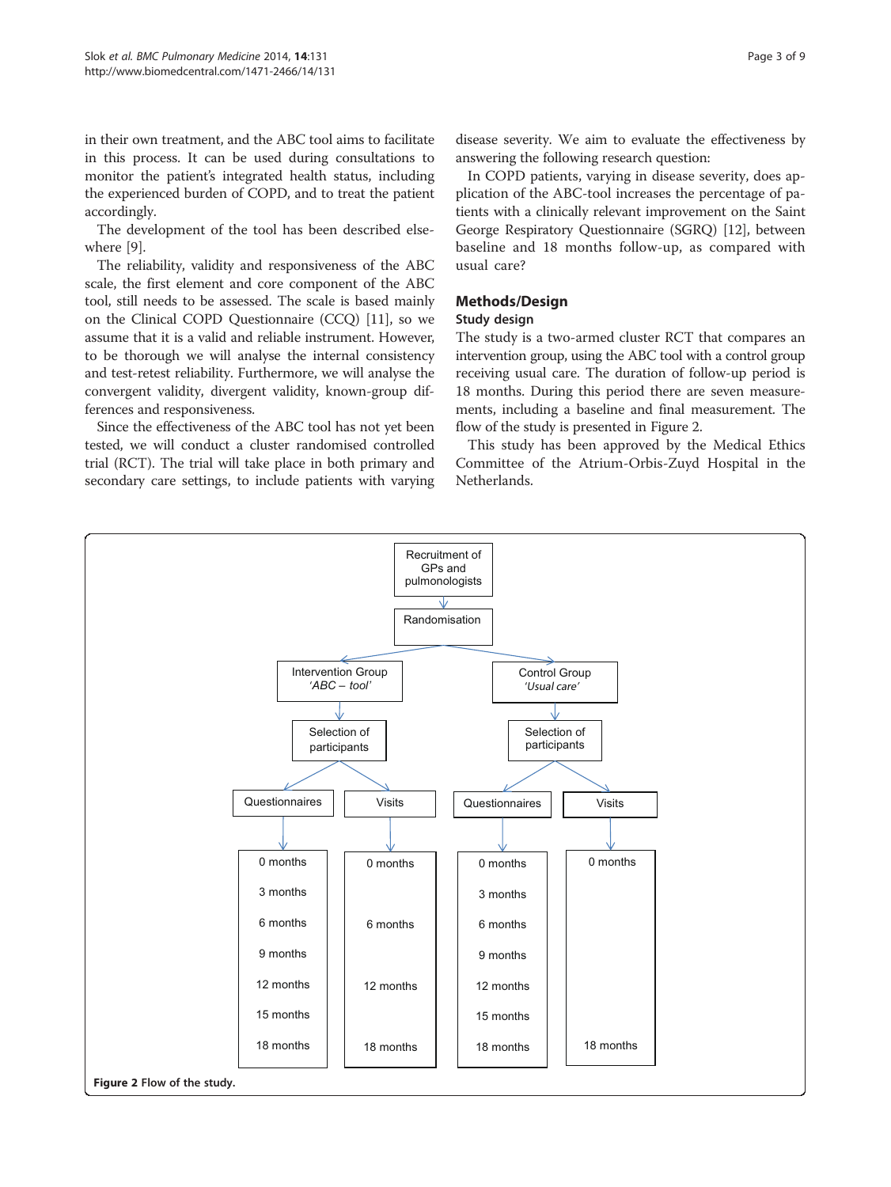in their own treatment, and the ABC tool aims to facilitate in this process. It can be used during consultations to monitor the patient's integrated health status, including the experienced burden of COPD, and to treat the patient accordingly.

The development of the tool has been described elsewhere [9].

The reliability, validity and responsiveness of the ABC scale, the first element and core component of the ABC tool, still needs to be assessed. The scale is based mainly on the Clinical COPD Questionnaire (CCQ) [11], so we assume that it is a valid and reliable instrument. However, to be thorough we will analyse the internal consistency and test-retest reliability. Furthermore, we will analyse the convergent validity, divergent validity, known-group differences and responsiveness.

Since the effectiveness of the ABC tool has not yet been tested, we will conduct a cluster randomised controlled trial (RCT). The trial will take place in both primary and secondary care settings, to include patients with varying disease severity. We aim to evaluate the effectiveness by answering the following research question:

In COPD patients, varying in disease severity, does application of the ABC-tool increases the percentage of patients with a clinically relevant improvement on the Saint George Respiratory Questionnaire (SGRQ) [12], between baseline and 18 months follow-up, as compared with usual care?

## Methods/Design

### Study design

The study is a two-armed cluster RCT that compares an intervention group, using the ABC tool with a control group receiving usual care. The duration of follow-up period is 18 months. During this period there are seven measurements, including a baseline and final measurement. The flow of the study is presented in Figure 2.

This study has been approved by the Medical Ethics Committee of the Atrium-Orbis-Zuyd Hospital in the Netherlands.

Recruitment of GPs and pulmonologists → Randomisation

| Intervention Group *'ABC – tool'* | | Control Group *'Usual care'* | |
|---|---|---|---|
| Selection of participants | | Selection of participants | |
| Questionnaires | Visits | Questionnaires | Visits |
| 0 months | 0 months | 0 months | 0 months |
| 3 months | | 3 months | |
| 6 months | 6 months | 6 months | |
| 9 months | | 9 months | |
| 12 months | 12 months | 12 months | |
| 15 months | | 15 months | |
| 18 months | 18 months | 18 months | 18 months |

**Figure 2** Flow of the study.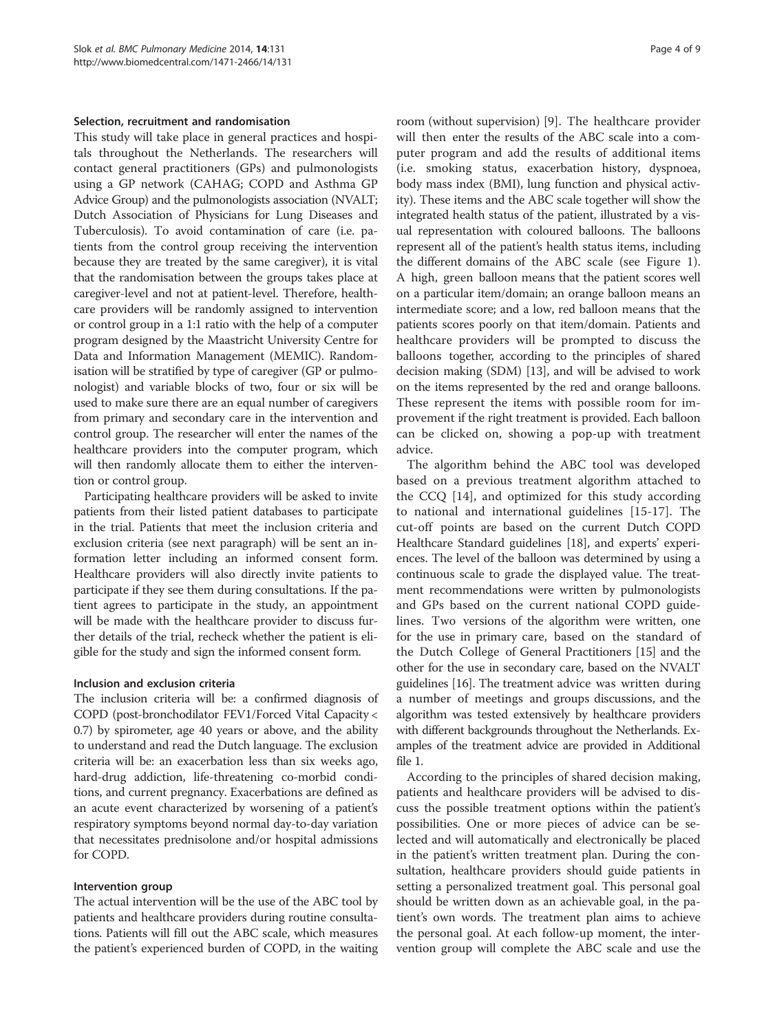### Selection, recruitment and randomisation

This study will take place in general practices and hospitals throughout the Netherlands. The researchers will contact general practitioners (GPs) and pulmonologists using a GP network (CAHAG; COPD and Asthma GP Advice Group) and the pulmonologists association (NVALT; Dutch Association of Physicians for Lung Diseases and Tuberculosis). To avoid contamination of care (i.e. patients from the control group receiving the intervention because they are treated by the same caregiver), it is vital that the randomisation between the groups takes place at caregiver-level and not at patient-level. Therefore, healthcare providers will be randomly assigned to intervention or control group in a 1:1 ratio with the help of a computer program designed by the Maastricht University Centre for Data and Information Management (MEMIC). Randomisation will be stratified by type of caregiver (GP or pulmonologist) and variable blocks of two, four or six will be used to make sure there are an equal number of caregivers from primary and secondary care in the intervention and control group. The researcher will enter the names of the healthcare providers into the computer program, which will then randomly allocate them to either the intervention or control group.

Participating healthcare providers will be asked to invite patients from their listed patient databases to participate in the trial. Patients that meet the inclusion criteria and exclusion criteria (see next paragraph) will be sent an information letter including an informed consent form. Healthcare providers will also directly invite patients to participate if they see them during consultations. If the patient agrees to participate in the study, an appointment will be made with the healthcare provider to discuss further details of the trial, recheck whether the patient is eligible for the study and sign the informed consent form.

### Inclusion and exclusion criteria

The inclusion criteria will be: a confirmed diagnosis of COPD (post-bronchodilator FEV1/Forced Vital Capacity < 0.7) by spirometer, age 40 years or above, and the ability to understand and read the Dutch language. The exclusion criteria will be: an exacerbation less than six weeks ago, hard-drug addiction, life-threatening co-morbid conditions, and current pregnancy. Exacerbations are defined as an acute event characterized by worsening of a patient's respiratory symptoms beyond normal day-to-day variation that necessitates prednisolone and/or hospital admissions for COPD.

### Intervention group

The actual intervention will be the use of the ABC tool by patients and healthcare providers during routine consultations. Patients will fill out the ABC scale, which measures the patient's experienced burden of COPD, in the waiting room (without supervision) [9]. The healthcare provider will then enter the results of the ABC scale into a computer program and add the results of additional items (i.e. smoking status, exacerbation history, dyspnoea, body mass index (BMI), lung function and physical activity). These items and the ABC scale together will show the integrated health status of the patient, illustrated by a visual representation with coloured balloons. The balloons represent all of the patient's health status items, including the different domains of the ABC scale (see Figure 1). A high, green balloon means that the patient scores well on a particular item/domain; an orange balloon means an intermediate score; and a low, red balloon means that the patients scores poorly on that item/domain. Patients and healthcare providers will be prompted to discuss the balloons together, according to the principles of shared decision making (SDM) [13], and will be advised to work on the items represented by the red and orange balloons. These represent the items with possible room for improvement if the right treatment is provided. Each balloon can be clicked on, showing a pop-up with treatment advice.

The algorithm behind the ABC tool was developed based on a previous treatment algorithm attached to the CCQ [14], and optimized for this study according to national and international guidelines [15-17]. The cut-off points are based on the current Dutch COPD Healthcare Standard guidelines [18], and experts' experiences. The level of the balloon was determined by using a continuous scale to grade the displayed value. The treatment recommendations were written by pulmonologists and GPs based on the current national COPD guidelines. Two versions of the algorithm were written, one for the use in primary care, based on the standard of the Dutch College of General Practitioners [15] and the other for the use in secondary care, based on the NVALT guidelines [16]. The treatment advice was written during a number of meetings and groups discussions, and the algorithm was tested extensively by healthcare providers with different backgrounds throughout the Netherlands. Examples of the treatment advice are provided in Additional file 1.

According to the principles of shared decision making, patients and healthcare providers will be advised to discuss the possible treatment options within the patient's possibilities. One or more pieces of advice can be selected and will automatically and electronically be placed in the patient's written treatment plan. During the consultation, healthcare providers should guide patients in setting a personalized treatment goal. This personal goal should be written down as an achievable goal, in the patient's own words. The treatment plan aims to achieve the personal goal. At each follow-up moment, the intervention group will complete the ABC scale and use the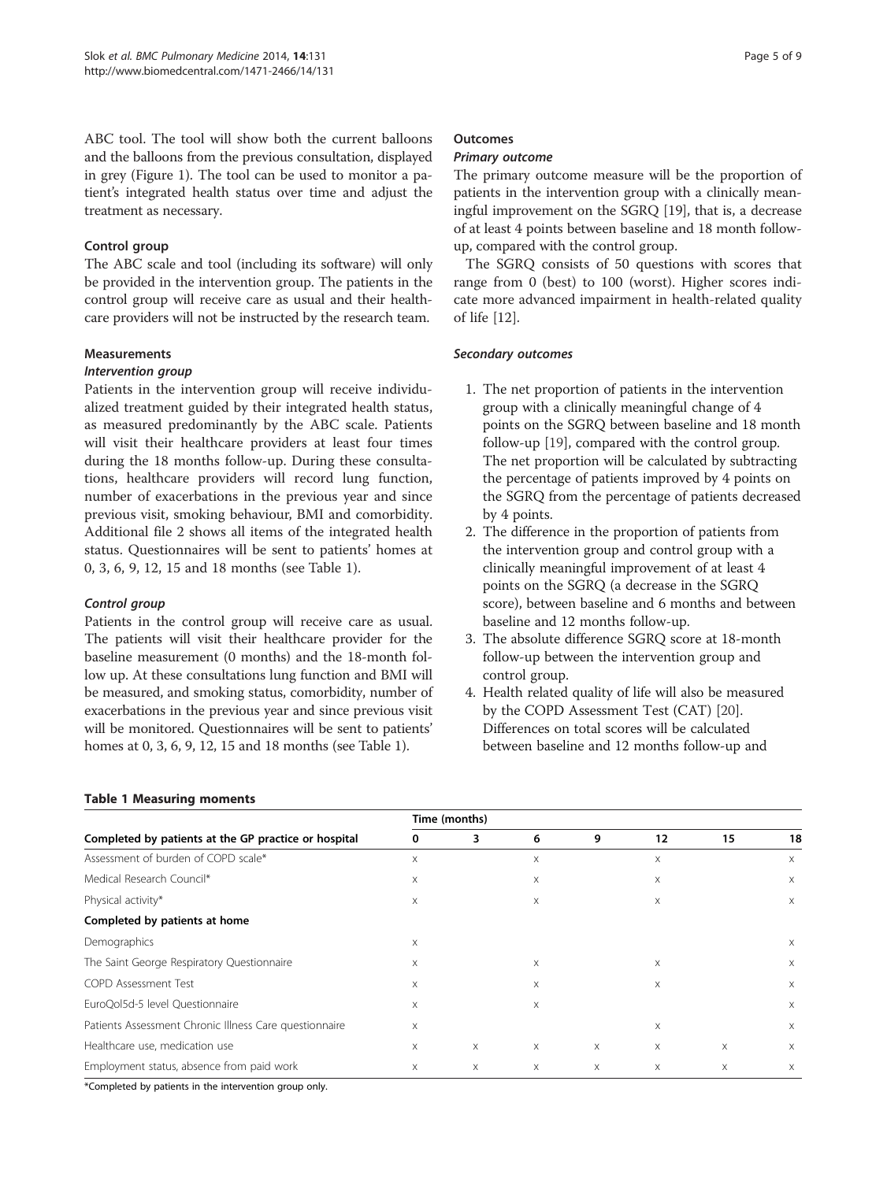ABC tool. The tool will show both the current balloons and the balloons from the previous consultation, displayed in grey (Figure 1). The tool can be used to monitor a patient's integrated health status over time and adjust the treatment as necessary.

#### Control group

The ABC scale and tool (including its software) will only be provided in the intervention group. The patients in the control group will receive care as usual and their healthcare providers will not be instructed by the research team.

### Measurements

#### *Intervention group*

Patients in the intervention group will receive individualized treatment guided by their integrated health status, as measured predominantly by the ABC scale. Patients will visit their healthcare providers at least four times during the 18 months follow-up. During these consultations, healthcare providers will record lung function, number of exacerbations in the previous year and since previous visit, smoking behaviour, BMI and comorbidity. Additional file 2 shows all items of the integrated health status. Questionnaires will be sent to patients' homes at 0, 3, 6, 9, 12, 15 and 18 months (see Table 1).

#### *Control group*

Patients in the control group will receive care as usual. The patients will visit their healthcare provider for the baseline measurement (0 months) and the 18-month follow up. At these consultations lung function and BMI will be measured, and smoking status, comorbidity, number of exacerbations in the previous year and since previous visit will be monitored. Questionnaires will be sent to patients' homes at 0, 3, 6, 9, 12, 15 and 18 months (see Table 1).

### Outcomes

#### *Primary outcome*

The primary outcome measure will be the proportion of patients in the intervention group with a clinically meaningful improvement on the SGRQ [19], that is, a decrease of at least 4 points between baseline and 18 month follow-up, compared with the control group.

The SGRQ consists of 50 questions with scores that range from 0 (best) to 100 (worst). Higher scores indicate more advanced impairment in health-related quality of life [12].

#### *Secondary outcomes*

1. The net proportion of patients in the intervention group with a clinically meaningful change of 4 points on the SGRQ between baseline and 18 month follow-up [19], compared with the control group. The net proportion will be calculated by subtracting the percentage of patients improved by 4 points on the SGRQ from the percentage of patients decreased by 4 points.
2. The difference in the proportion of patients from the intervention group and control group with a clinically meaningful improvement of at least 4 points on the SGRQ (a decrease in the SGRQ score), between baseline and 6 months and between baseline and 12 months follow-up.
3. The absolute difference SGRQ score at 18-month follow-up between the intervention group and control group.
4. Health related quality of life will also be measured by the COPD Assessment Test (CAT) [20]. Differences on total scores will be calculated between baseline and 12 months follow-up and

**Table 1 Measuring moments**

| | Time (months) | | | | | | |
|---|---|---|---|---|---|---|---|
| **Completed by patients at the GP practice or hospital** | **0** | **3** | **6** | **9** | **12** | **15** | **18** |
| Assessment of burden of COPD scale* | x | | x | | x | | x |
| Medical Research Council* | x | | x | | x | | x |
| Physical activity* | x | | x | | x | | x |
| **Completed by patients at home** | | | | | | | |
| Demographics | x | | | | | | x |
| The Saint George Respiratory Questionnaire | x | | x | | x | | x |
| COPD Assessment Test | x | | x | | x | | x |
| EuroQol5d-5 level Questionnaire | x | | x | | | | x |
| Patients Assessment Chronic Illness Care questionnaire | x | | | | x | | x |
| Healthcare use, medication use | x | x | x | x | x | x | x |
| Employment status, absence from paid work | x | x | x | x | x | x | x |

*Completed by patients in the intervention group only.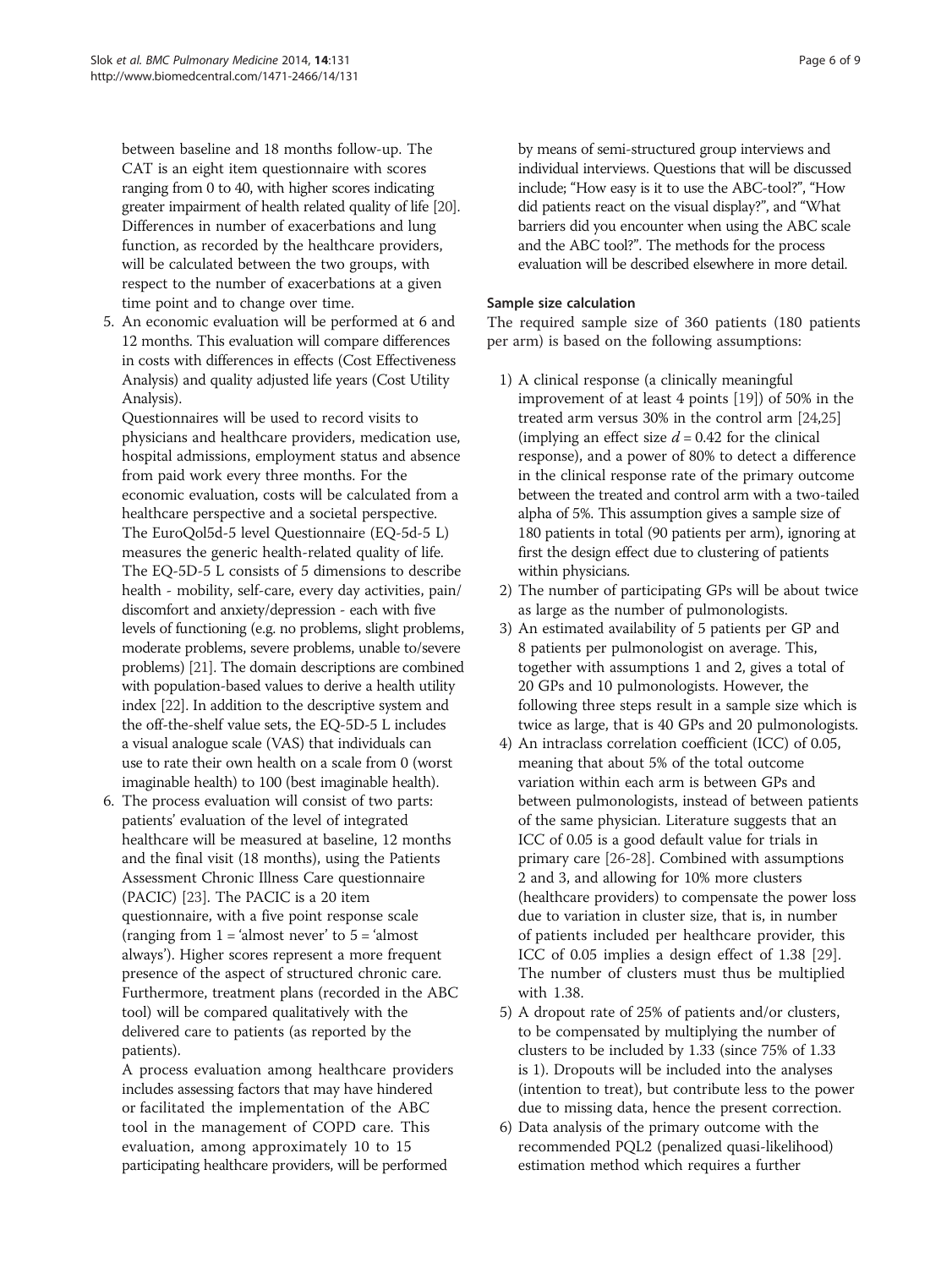between baseline and 18 months follow-up. The CAT is an eight item questionnaire with scores ranging from 0 to 40, with higher scores indicating greater impairment of health related quality of life [20]. Differences in number of exacerbations and lung function, as recorded by the healthcare providers, will be calculated between the two groups, with respect to the number of exacerbations at a given time point and to change over time.

5. An economic evaluation will be performed at 6 and 12 months. This evaluation will compare differences in costs with differences in effects (Cost Effectiveness Analysis) and quality adjusted life years (Cost Utility Analysis).

   Questionnaires will be used to record visits to physicians and healthcare providers, medication use, hospital admissions, employment status and absence from paid work every three months. For the economic evaluation, costs will be calculated from a healthcare perspective and a societal perspective. The EuroQol5d-5 level Questionnaire (EQ-5d-5 L) measures the generic health-related quality of life. The EQ-5D-5 L consists of 5 dimensions to describe health - mobility, self-care, every day activities, pain/ discomfort and anxiety/depression - each with five levels of functioning (e.g. no problems, slight problems, moderate problems, severe problems, unable to/severe problems) [21]. The domain descriptions are combined with population-based values to derive a health utility index [22]. In addition to the descriptive system and the off-the-shelf value sets, the EQ-5D-5 L includes a visual analogue scale (VAS) that individuals can use to rate their own health on a scale from 0 (worst imaginable health) to 100 (best imaginable health).

6. The process evaluation will consist of two parts: patients' evaluation of the level of integrated healthcare will be measured at baseline, 12 months and the final visit (18 months), using the Patients Assessment Chronic Illness Care questionnaire (PACIC) [23]. The PACIC is a 20 item questionnaire, with a five point response scale (ranging from 1 = 'almost never' to 5 = 'almost always'). Higher scores represent a more frequent presence of the aspect of structured chronic care. Furthermore, treatment plans (recorded in the ABC tool) will be compared qualitatively with the delivered care to patients (as reported by the patients).

   A process evaluation among healthcare providers includes assessing factors that may have hindered or facilitated the implementation of the ABC tool in the management of COPD care. This evaluation, among approximately 10 to 15 participating healthcare providers, will be performed by means of semi-structured group interviews and individual interviews. Questions that will be discussed include; "How easy is it to use the ABC-tool?", "How did patients react on the visual display?", and "What barriers did you encounter when using the ABC scale and the ABC tool?". The methods for the process evaluation will be described elsewhere in more detail.

### Sample size calculation

The required sample size of 360 patients (180 patients per arm) is based on the following assumptions:

1) A clinical response (a clinically meaningful improvement of at least 4 points [19]) of 50% in the treated arm versus 30% in the control arm [24,25] (implying an effect size $d = 0.42$ for the clinical response), and a power of 80% to detect a difference in the clinical response rate of the primary outcome between the treated and control arm with a two-tailed alpha of 5%. This assumption gives a sample size of 180 patients in total (90 patients per arm), ignoring at first the design effect due to clustering of patients within physicians.
2) The number of participating GPs will be about twice as large as the number of pulmonologists.
3) An estimated availability of 5 patients per GP and 8 patients per pulmonologist on average. This, together with assumptions 1 and 2, gives a total of 20 GPs and 10 pulmonologists. However, the following three steps result in a sample size which is twice as large, that is 40 GPs and 20 pulmonologists.
4) An intraclass correlation coefficient (ICC) of 0.05, meaning that about 5% of the total outcome variation within each arm is between GPs and between pulmonologists, instead of between patients of the same physician. Literature suggests that an ICC of 0.05 is a good default value for trials in primary care [26-28]. Combined with assumptions 2 and 3, and allowing for 10% more clusters (healthcare providers) to compensate the power loss due to variation in cluster size, that is, in number of patients included per healthcare provider, this ICC of 0.05 implies a design effect of 1.38 [29]. The number of clusters must thus be multiplied with 1.38.
5) A dropout rate of 25% of patients and/or clusters, to be compensated by multiplying the number of clusters to be included by 1.33 (since 75% of 1.33 is 1). Dropouts will be included into the analyses (intention to treat), but contribute less to the power due to missing data, hence the present correction.
6) Data analysis of the primary outcome with the recommended PQL2 (penalized quasi-likelihood) estimation method which requires a further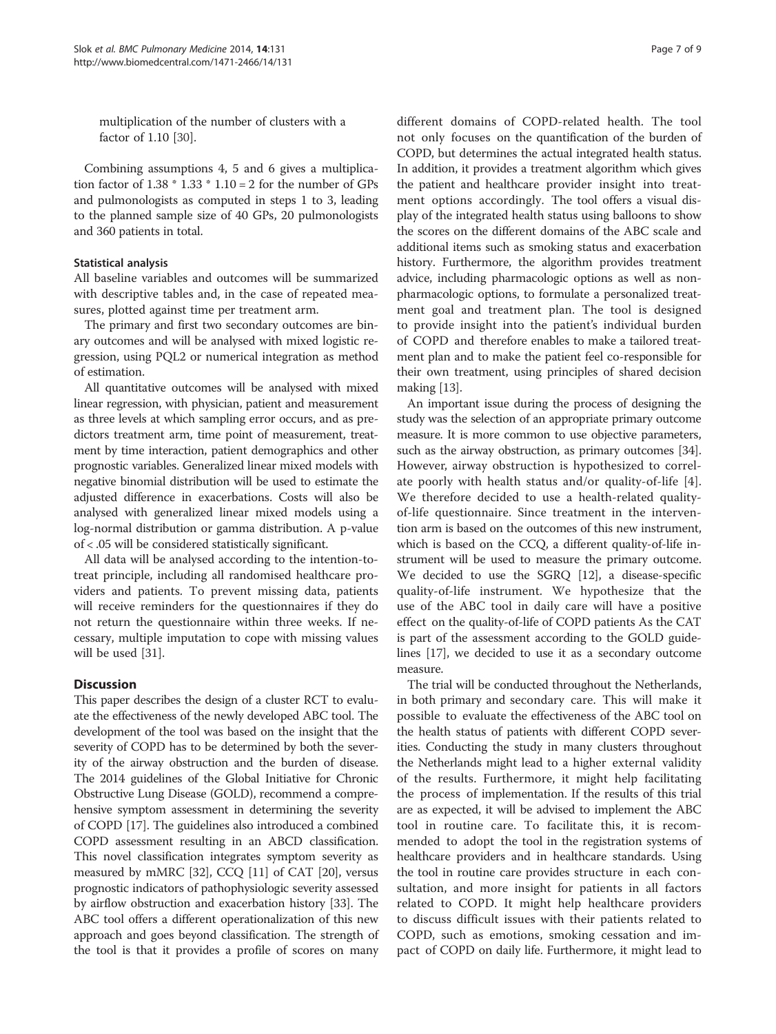multiplication of the number of clusters with a factor of 1.10 [30].

Combining assumptions 4, 5 and 6 gives a multiplication factor of 1.38 * 1.33 * 1.10 = 2 for the number of GPs and pulmonologists as computed in steps 1 to 3, leading to the planned sample size of 40 GPs, 20 pulmonologists and 360 patients in total.

### Statistical analysis

All baseline variables and outcomes will be summarized with descriptive tables and, in the case of repeated measures, plotted against time per treatment arm.

The primary and first two secondary outcomes are binary outcomes and will be analysed with mixed logistic regression, using PQL2 or numerical integration as method of estimation.

All quantitative outcomes will be analysed with mixed linear regression, with physician, patient and measurement as three levels at which sampling error occurs, and as predictors treatment arm, time point of measurement, treatment by time interaction, patient demographics and other prognostic variables. Generalized linear mixed models with negative binomial distribution will be used to estimate the adjusted difference in exacerbations. Costs will also be analysed with generalized linear mixed models using a log-normal distribution or gamma distribution. A p-value of < .05 will be considered statistically significant.

All data will be analysed according to the intention-to-treat principle, including all randomised healthcare providers and patients. To prevent missing data, patients will receive reminders for the questionnaires if they do not return the questionnaire within three weeks. If necessary, multiple imputation to cope with missing values will be used [31].

## Discussion

This paper describes the design of a cluster RCT to evaluate the effectiveness of the newly developed ABC tool. The development of the tool was based on the insight that the severity of COPD has to be determined by both the severity of the airway obstruction and the burden of disease. The 2014 guidelines of the Global Initiative for Chronic Obstructive Lung Disease (GOLD), recommend a comprehensive symptom assessment in determining the severity of COPD [17]. The guidelines also introduced a combined COPD assessment resulting in an ABCD classification. This novel classification integrates symptom severity as measured by mMRC [32], CCQ [11] of CAT [20], versus prognostic indicators of pathophysiologic severity assessed by airflow obstruction and exacerbation history [33]. The ABC tool offers a different operationalization of this new approach and goes beyond classification. The strength of the tool is that it provides a profile of scores on many different domains of COPD-related health. The tool not only focuses on the quantification of the burden of COPD, but determines the actual integrated health status. In addition, it provides a treatment algorithm which gives the patient and healthcare provider insight into treatment options accordingly. The tool offers a visual display of the integrated health status using balloons to show the scores on the different domains of the ABC scale and additional items such as smoking status and exacerbation history. Furthermore, the algorithm provides treatment advice, including pharmacologic options as well as non-pharmacologic options, to formulate a personalized treatment goal and treatment plan. The tool is designed to provide insight into the patient's individual burden of COPD and therefore enables to make a tailored treatment plan and to make the patient feel co-responsible for their own treatment, using principles of shared decision making [13].

An important issue during the process of designing the study was the selection of an appropriate primary outcome measure. It is more common to use objective parameters, such as the airway obstruction, as primary outcomes [34]. However, airway obstruction is hypothesized to correlate poorly with health status and/or quality-of-life [4]. We therefore decided to use a health-related quality-of-life questionnaire. Since treatment in the intervention arm is based on the outcomes of this new instrument, which is based on the CCQ, a different quality-of-life instrument will be used to measure the primary outcome. We decided to use the SGRQ [12], a disease-specific quality-of-life instrument. We hypothesize that the use of the ABC tool in daily care will have a positive effect on the quality-of-life of COPD patients As the CAT is part of the assessment according to the GOLD guidelines [17], we decided to use it as a secondary outcome measure.

The trial will be conducted throughout the Netherlands, in both primary and secondary care. This will make it possible to evaluate the effectiveness of the ABC tool on the health status of patients with different COPD severities. Conducting the study in many clusters throughout the Netherlands might lead to a higher external validity of the results. Furthermore, it might help facilitating the process of implementation. If the results of this trial are as expected, it will be advised to implement the ABC tool in routine care. To facilitate this, it is recommended to adopt the tool in the registration systems of healthcare providers and in healthcare standards. Using the tool in routine care provides structure in each consultation, and more insight for patients in all factors related to COPD. It might help healthcare providers to discuss difficult issues with their patients related to COPD, such as emotions, smoking cessation and impact of COPD on daily life. Furthermore, it might lead to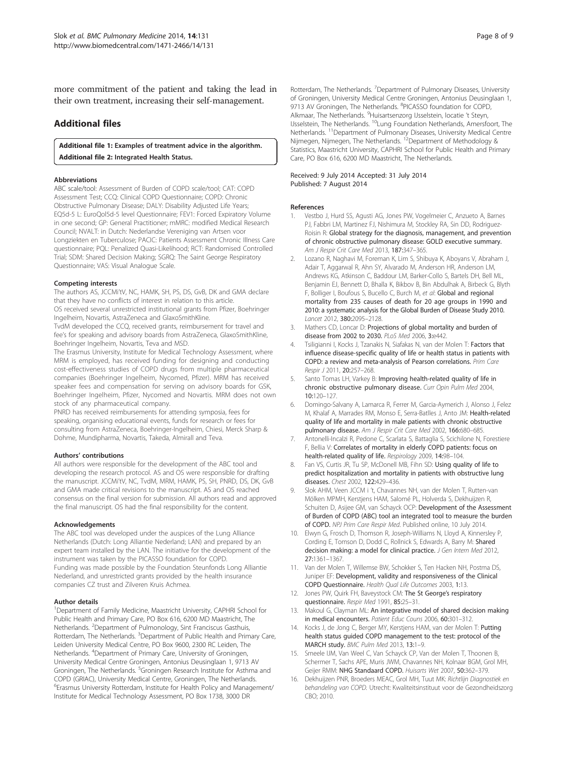more commitment of the patient and taking the lead in their own treatment, increasing their self-management.

## Additional files

**Additional file 1: Examples of treatment advice in the algorithm.**
**Additional file 2: Integrated Health Status.**

#### Abbreviations

ABC scale/tool: Assessment of Burden of COPD scale/tool; CAT: COPD Assessment Test; CCQ: Clinical COPD Questionnaire; COPD: Chronic Obstructive Pulmonary Disease; DALY: Disability Adjusted Life Years; EQ5d-5 L: EuroQol5d-5 level Questionnaire; FEV1: Forced Expiratory Volume in one second; GP: General Practitioner; mMRC: modified Medical Research Council; NVALT: in Dutch: Nederlandse Vereniging van Artsen voor Longziekten en Tuberculose; PACIC: Patients Assessment Chronic Illness Care questionnaire; PQL: Penalized Quasi-Likelihood; RCT: Randomised Controlled Trial; SDM: Shared Decision Making; SGRQ: The Saint George Respiratory Questionnaire; VAS: Visual Analogue Scale.

#### Competing interests

The authors AS, JCCMi'tV, NC, HAMK, SH, PS, DS, GvB, DK and GMA declare that they have no conflicts of interest in relation to this article.
OS received several unrestricted institutional grants from Pfizer, Boehringer Ingelheim, Novartis, AstraZeneca and GlaxoSmithKline.
TvdM developed the CCQ, received grants, reimbursement for travel and fee's for speaking and advisory boards from AstraZeneca, GlaxoSmithKline, Boehringer Ingelheim, Novartis, Teva and MSD.
The Erasmus University, Institute for Medical Technology Assessment, where MRM is employed, has received funding for designing and conducting cost-effectiveness studies of COPD drugs from multiple pharmaceutical companies (Boehringer Ingelheim, Nycomed, Pfizer). MRM has received speaker fees and compensation for serving on advisory boards for GSK, Boehringer Ingelheim, Pfizer, Nycomed and Novartis. MRM does not own stock of any pharmaceutical company.
PNRD has received reimbursements for attending symposia, fees for speaking, organising educational events, funds for research or fees for consulting from AstraZeneca, Boehringer-Ingelheim, Chiesi, Merck Sharp & Dohme, Mundipharma, Novartis, Takeda, Almirall and Teva.

#### Authors' contributions

All authors were responsible for the development of the ABC tool and developing the research protocol. AS and OS were responsible for drafting the manuscript. JCCMi'tV, NC, TvdM, MRM, HAMK, PS, SH, PNRD, DS, DK, GvB and GMA made critical revisions to the manuscript. AS and OS reached consensus on the final version for submission. All authors read and approved the final manuscript. OS had the final responsibility for the content.

#### Acknowledgements

The ABC tool was developed under the auspices of the Lung Alliance Netherlands (Dutch: Long Alliantie Nederland; LAN) and prepared by an expert team installed by the LAN. The initiative for the development of the instrument was taken by the PICASSO foundation for COPD.
Funding was made possible by the Foundation Steunfonds Long Alliantie Nederland, and unrestricted grants provided by the health insurance companies CZ trust and Zilveren Kruis Achmea.

#### Author details

[1]Department of Family Medicine, Maastricht University, CAPHRI School for Public Health and Primary Care, PO Box 616, 6200 MD Maastricht, The Netherlands. [2]Department of Pulmonology, Sint Franciscus Gasthuis, Rotterdam, The Netherlands. [3]Department of Public Health and Primary Care, Leiden University Medical Centre, PO Box 9600, 2300 RC Leiden, The Netherlands. [4]Department of Primary Care, University of Groningen, University Medical Centre Groningen, Antonius Deusinglaan 1, 9713 AV Groningen, The Netherlands. [5]Groningen Research Institute for Asthma and COPD (GRIAC), University Medical Centre, Groningen, The Netherlands. [6]Erasmus University Rotterdam, Institute for Health Policy and Management/ Institute for Medical Technology Assessment, PO Box 1738, 3000 DR Rotterdam, The Netherlands. [7]Department of Pulmonary Diseases, University of Groningen, University Medical Centre Groningen, Antonius Deusinglaan 1, 9713 AV Groningen, The Netherlands. [8]PICASSO foundation for COPD, Alkmaar, The Netherlands. [9]Huisartsenzorg IJsselstein, locatie 't Steyn, IJsselstein, The Netherlands. [10]Lung Foundation Netherlands, Amersfoort, The Netherlands. [11]Department of Pulmonary Diseases, University Medical Centre Nijmegen, Nijmegen, The Netherlands. [12]Department of Methodology & Statistics, Maastricht University, CAPHRI School for Public Health and Primary Care, PO Box 616, 6200 MD Maastricht, The Netherlands.

Received: 9 July 2014 Accepted: 31 July 2014
Published: 7 August 2014

#### References

1. Vestbo J, Hurd SS, Agusti AG, Jones PW, Vogelmeier C, Anzueto A, Barnes PJ, Fabbri LM, Martinez FJ, Nishimura M, Stockley RA, Sin DD, Rodriguez-Roisin R: **Global strategy for the diagnosis, management, and prevention of chronic obstructive pulmonary disease: GOLD executive summary.** *Am J Respir Crit Care Med* 2013, **187:**347–365.
2. Lozano R, Naghavi M, Foreman K, Lim S, Shibuya K, Aboyans V, Abraham J, Adair T, Aggarwal R, Ahn SY, Alvarado M, Anderson HR, Anderson LM, Andrews KG, Atkinson C, Baddour LM, Barker-Collo S, Bartels DH, Bell ML, Benjamin EJ, Bennett D, Bhalla K, Bikbov B, Bin Abdulhak A, Birbeck G, Blyth F, Bolliger I, Boufous S, Bucello C, Burch M, *et al*: **Global and regional mortality from 235 causes of death for 20 age groups in 1990 and 2010: a systematic analysis for the Global Burden of Disease Study 2010.** *Lancet* 2012, **380:**2095–2128.
3. Mathers CD, Loncar D: **Projections of global mortality and burden of disease from 2002 to 2030.** *PLoS Med* 2006, **3:**e442.
4. Tsiligianni I, Kocks J, Tzanakis N, Siafakas N, van der Molen T: **Factors that influence disease-specific quality of life or health status in patients with COPD: a review and meta-analysis of Pearson correlations.** *Prim Care Respir J* 2011, **20:**257–268.
5. Santo Tomas LH, Varkey B: **Improving health-related quality of life in chronic obstructive pulmonary disease.** *Curr Opin Pulm Med* 2004, **10:**120–127.
6. Domingo-Salvany A, Lamarca R, Ferrer M, Garcia-Aymerich J, Alonso J, Felez M, Khalaf A, Marrades RM, Monso E, Serra-Batlles J, Anto JM: **Health-related quality of life and mortality in male patients with chronic obstructive pulmonary disease.** *Am J Respir Crit Care Med* 2002, **166:**680–685.
7. Antonelli-Incalzi R, Pedone C, Scarlata S, Battaglia S, Scichilone N, Forestiere F, Bellia V: **Correlates of mortality in elderly COPD patients: focus on health-related quality of life.** *Respirology* 2009, **14:**98–104.
8. Fan VS, Curtis JR, Tu SP, McDonell MB, Fihn SD: **Using quality of life to predict hospitalization and mortality in patients with obstructive lung diseases.** *Chest* 2002, **122:**429–436.
9. Slok AHM, Veen JCCM i 't, Chavannes NH, van der Molen T, Rutten-van Mölken MPMH, Kerstjens HAM, Salomé PL, Holverda S, Dekhuijzen R, Schuiten D, Asijee GM, van Schayck OCP: **Development of the Assessment of Burden of COPD (ABC) tool an integrated tool to measure the burden of COPD.** *NPJ Prim Care Respir Med*. Published online, 10 July 2014.
10. Elwyn G, Frosch D, Thomson R, Joseph-Williams N, Lloyd A, Kinnersley P, Cording E, Tomson D, Dodd C, Rollnick S, Edwards A, Barry M: **Shared decision making: a model for clinical practice.** *J Gen Intern Med* 2012, **27:**1361–1367.
11. Van der Molen T, Willemse BW, Schokker S, Ten Hacken NH, Postma DS, Juniper EF: **Development, validity and responsiveness of the Clinical COPD Questionnaire.** *Health Qual Life Outcomes* 2003, **1:**13.
12. Jones PW, Quirk FH, Baveystock CM: **The St George's respiratory questionnaire.** *Respir Med* 1991, **85:**25–31.
13. Makoul G, Clayman ML: **An integrative model of shared decision making in medical encounters.** *Patient Educ Couns* 2006, **60:**301–312.
14. Kocks J, de Jong C, Berger MY, Kerstjens HAM, van der Molen T: **Putting health status guided COPD management to the test: protocol of the MARCH study.** *BMC Pulm Med* 2013, **13:**1–9.
15. Smeele IJM, Van Weel C, Van Schayck CP, Van der Molen T, Thoonen B, Schermer T, Sachs APE, Muris JWM, Chavannes NH, Kolnaar BGM, Grol MH, Geijer RMM: **NHG Standaard COPD.** *Huisarts Wet* 2007, **50:**362–379.
16. Dekhuijzen PNR, Broeders MEAC, Grol MH, Tuut MK: *Richtlijn Diagnostiek en behandeling van COPD.* Utrecht: Kwaliteitsinstituut voor de Gezondheidszorg CBO; 2010.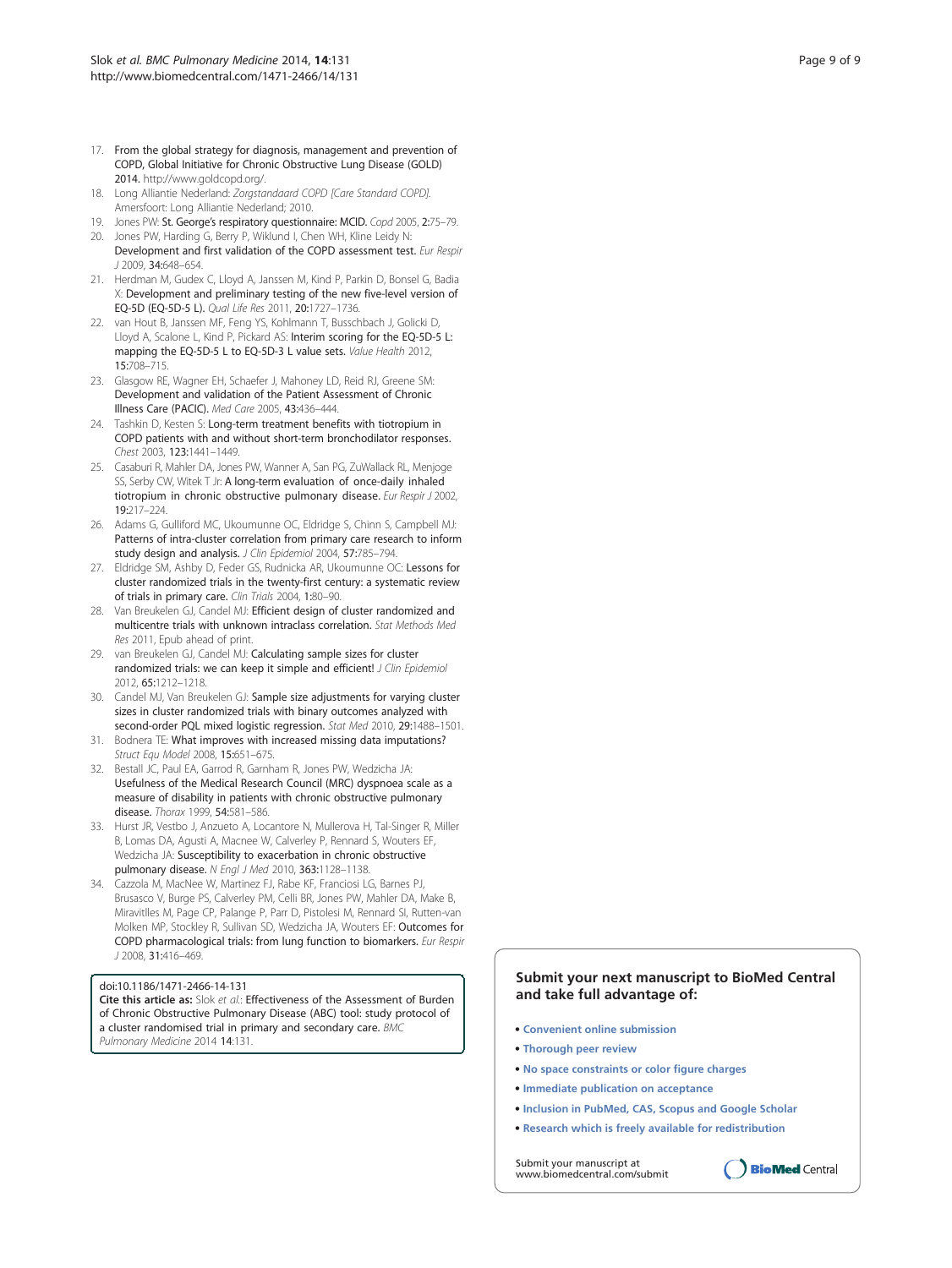17. From the global strategy for diagnosis, management and prevention of COPD, Global Initiative for Chronic Obstructive Lung Disease (GOLD) 2014. http://www.goldcopd.org/.
18. Long Alliantie Nederland: *Zorgstandaard COPD [Care Standard COPD]*. Amersfoort: Long Alliantie Nederland; 2010.
19. Jones PW: St. George's respiratory questionnaire: MCID. *Copd* 2005, **2:**75–79.
20. Jones PW, Harding G, Berry P, Wiklund I, Chen WH, Kline Leidy N: Development and first validation of the COPD assessment test. *Eur Respir J* 2009, **34:**648–654.
21. Herdman M, Gudex C, Lloyd A, Janssen M, Kind P, Parkin D, Bonsel G, Badia X: Development and preliminary testing of the new five-level version of EQ-5D (EQ-5D-5 L). *Qual Life Res* 2011, **20:**1727–1736.
22. van Hout B, Janssen MF, Feng YS, Kohlmann T, Busschbach J, Golicki D, Lloyd A, Scalone L, Kind P, Pickard AS: Interim scoring for the EQ-5D-5 L: mapping the EQ-5D-5 L to EQ-5D-3 L value sets. *Value Health* 2012, **15:**708–715.
23. Glasgow RE, Wagner EH, Schaefer J, Mahoney LD, Reid RJ, Greene SM: Development and validation of the Patient Assessment of Chronic Illness Care (PACIC). *Med Care* 2005, **43:**436–444.
24. Tashkin D, Kesten S: Long-term treatment benefits with tiotropium in COPD patients with and without short-term bronchodilator responses. *Chest* 2003, **123:**1441–1449.
25. Casaburi R, Mahler DA, Jones PW, Wanner A, San PG, ZuWallack RL, Menjoge SS, Serby CW, Witek T Jr: A long-term evaluation of once-daily inhaled tiotropium in chronic obstructive pulmonary disease. *Eur Respir J* 2002, **19:**217–224.
26. Adams G, Gulliford MC, Ukoumunne OC, Eldridge S, Chinn S, Campbell MJ: Patterns of intra-cluster correlation from primary care research to inform study design and analysis. *J Clin Epidemiol* 2004, **57:**785–794.
27. Eldridge SM, Ashby D, Feder GS, Rudnicka AR, Ukoumunne OC: Lessons for cluster randomized trials in the twenty-first century: a systematic review of trials in primary care. *Clin Trials* 2004, **1:**80–90.
28. Van Breukelen GJ, Candel MJ: Efficient design of cluster randomized and multicentre trials with unknown intraclass correlation. *Stat Methods Med Res* 2011, Epub ahead of print.
29. van Breukelen GJ, Candel MJ: Calculating sample sizes for cluster randomized trials: we can keep it simple and efficient! *J Clin Epidemiol* 2012, **65:**1212–1218.
30. Candel MJ, Van Breukelen GJ: Sample size adjustments for varying cluster sizes in cluster randomized trials with binary outcomes analyzed with second-order PQL mixed logistic regression. *Stat Med* 2010, **29:**1488–1501.
31. Bodnera TE: What improves with increased missing data imputations? *Struct Equ Model* 2008, **15:**651–675.
32. Bestall JC, Paul EA, Garrod R, Garnham R, Jones PW, Wedzicha JA: Usefulness of the Medical Research Council (MRC) dyspnoea scale as a measure of disability in patients with chronic obstructive pulmonary disease. *Thorax* 1999, **54:**581–586.
33. Hurst JR, Vestbo J, Anzueto A, Locantore N, Mullerova H, Tal-Singer R, Miller B, Lomas DA, Agusti A, Macnee W, Calverley P, Rennard S, Wouters EF, Wedzicha JA: Susceptibility to exacerbation in chronic obstructive pulmonary disease. *N Engl J Med* 2010, **363:**1128–1138.
34. Cazzola M, MacNee W, Martinez FJ, Rabe KF, Franciosi LG, Barnes PJ, Brusasco V, Burge PS, Calverley PM, Celli BR, Jones PW, Mahler DA, Make B, Miravitlles M, Page CP, Palange P, Parr D, Pistolesi M, Rennard SI, Rutten-van Molken MP, Stockley R, Sullivan SD, Wedzicha JA, Wouters EF: Outcomes for COPD pharmacological trials: from lung function to biomarkers. *Eur Respir J* 2008, **31:**416–469.

doi:10.1186/1471-2466-14-131

**Cite this article as:** Slok *et al.*: Effectiveness of the Assessment of Burden of Chronic Obstructive Pulmonary Disease (ABC) tool: study protocol of a cluster randomised trial in primary and secondary care. *BMC Pulmonary Medicine* 2014 **14**:131.

**Submit your next manuscript to BioMed Central and take full advantage of:**

- **Convenient online submission**
- **Thorough peer review**
- **No space constraints or color figure charges**
- **Immediate publication on acceptance**
- **Inclusion in PubMed, CAS, Scopus and Google Scholar**
- **Research which is freely available for redistribution**

Submit your manuscript at www.biomedcentral.com/submit

BioMed Central